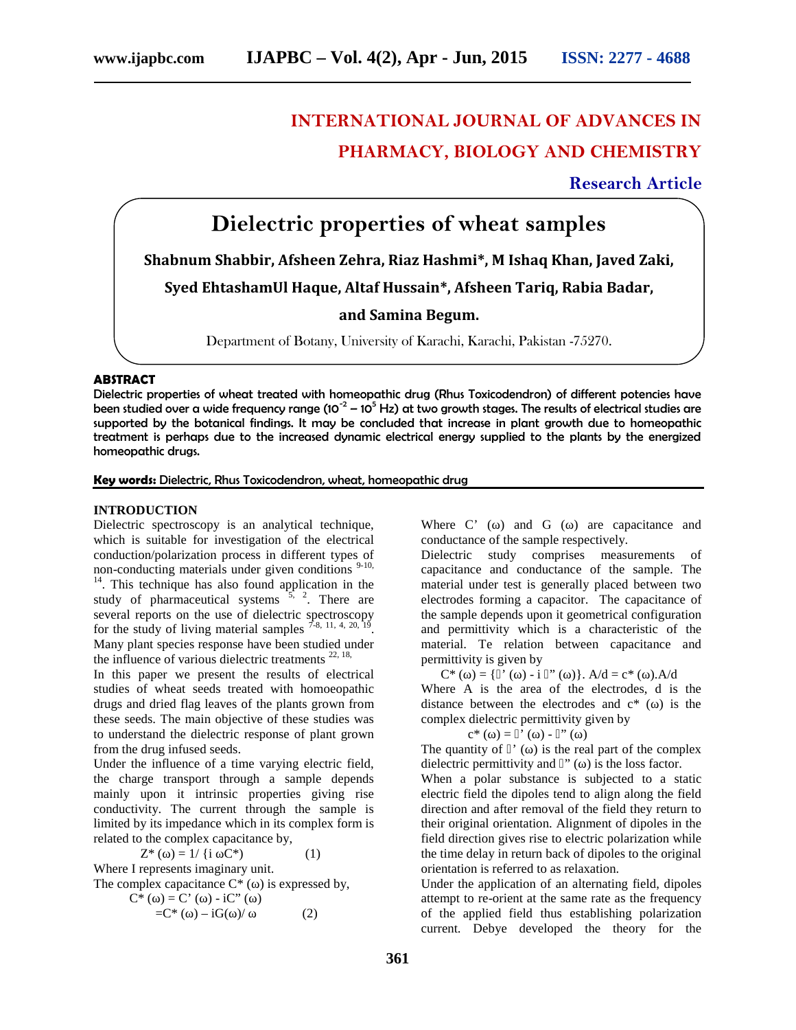# INTERNATIONAL JOURNAL OF ADVANCES IN PHARMACY, BIOLOGY AND CHEMISTRY

**Research Article**

# Dielectric properties of wheat samples

**Shabnum Shabbir, Afsheen Zehra, Riaz Hashmi\*, M Ishaq Khan, Javed Zaki, Syed EhtashamUl Haque, Altaf Hussain\*, Afsheen Tariq, Rabia Badar, and Samina Begum.**

Department of Botany, University of Karachi, Karachi, Pakistan -75270.

## ABSTRACT

Dielectric properties of wheat treated with homeopathic drug (Rhus Toxicodendron) of different potencies have been studied over a wide frequency range ($10^{-2}$ – $10^{5}$ Hz) at two growth stages. The results of electrical studies are supported by the botanical findings. It may be concluded that increase in plant growth due to homeopathic treatment is perhaps due to the increased dynamic electrical energy supplied to the plants by the energized homeopathic drugs.

**Key words:** Dielectric, Rhus Toxicodendron, wheat, homeopathic drug

## INTRODUCTION

Dielectric spectroscopy is an analytical technique, which is suitable for investigation of the electrical conduction/polarization process in different types of non-conducting materials under given conditions [9-10, 14]. This technique has also found application in the study of pharmaceutical systems [5, 2]. There are several reports on the use of dielectric spectroscopy for the study of living material samples [7-8, 11, 4, 20, 19]. Many plant species response have been studied under the influence of various dielectric treatments [22, 18].

In this paper we present the results of electrical studies of wheat seeds treated with homoeopathic drugs and dried flag leaves of the plants grown from these seeds. The main objective of these studies was to understand the dielectric response of plant grown from the drug infused seeds.

Under the influence of a time varying electric field, the charge transport through a sample depends mainly upon it intrinsic properties giving rise conductivity. The current through the sample is limited by its impedance which in its complex form is related to the complex capacitance by,

$$Z^*(\omega) = 1/\{i\,\omega C^*\} \qquad (1)$$

Where I represents imaginary unit.

The complex capacitance $C^*(\omega)$ is expressed by,

$$C^*(\omega) = C'(\omega) - iC''(\omega)$$
$$= C^*(\omega) - iG(\omega)/\omega \qquad (2)$$

Where $C'(\omega)$ and $G(\omega)$ are capacitance and conductance of the sample respectively.

Dielectric study comprises measurements of capacitance and conductance of the sample. The material under test is generally placed between two electrodes forming a capacitor. The capacitance of the sample depends upon it geometrical configuration and permittivity which is a characteristic of the material. Te relation between capacitance and permittivity is given by

$$C^*(\omega) = \{\varepsilon'(\omega) - i\,\varepsilon''(\omega)\}.\,A/d = \varepsilon^*(\omega).A/d$$

Where A is the area of the electrodes, d is the distance between the electrodes and $\varepsilon^*(\omega)$ is the complex dielectric permittivity given by

$$\varepsilon^*(\omega) = \varepsilon'(\omega) - \varepsilon''(\omega)$$

The quantity of $\varepsilon'(\omega)$ is the real part of the complex dielectric permittivity and $\varepsilon''(\omega)$ is the loss factor.

When a polar substance is subjected to a static electric field the dipoles tend to align along the field direction and after removal of the field they return to their original orientation. Alignment of dipoles in the field direction gives rise to electric polarization while the time delay in return back of dipoles to the original orientation is referred to as relaxation.

Under the application of an alternating field, dipoles attempt to re-orient at the same rate as the frequency of the applied field thus establishing polarization current. Debye developed the theory for the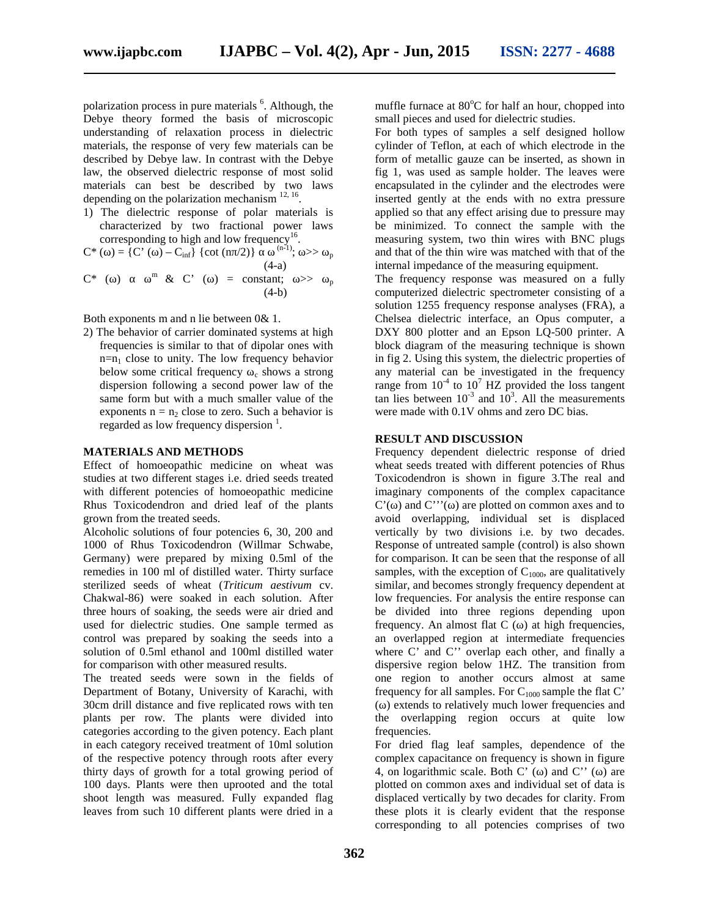polarization process in pure materials [6]. Although, the Debye theory formed the basis of microscopic understanding of relaxation process in dielectric materials, the response of very few materials can be described by Debye law. In contrast with the Debye law, the observed dielectric response of most solid materials can best be described by two laws depending on the polarization mechanism [12, 16].

1) The dielectric response of polar materials is characterized by two fractional power laws corresponding to high and low frequency[16].

$$C^* (\omega) = \{C' (\omega) - C_{inf}\} \{\cot (n\pi/2)\} \alpha\, \omega^{(n-1)}; \omega >> \omega_p \quad (4\text{-a})$$

$$C^* (\omega)\ \alpha\ \omega^{m}\ \&\ C' (\omega) = \text{constant};\ \omega >> \omega_p \quad (4\text{-b})$$

Both exponents m and n lie between 0& 1.

2) The behavior of carrier dominated systems at high frequencies is similar to that of dipolar ones with $n=n_1$ close to unity. The low frequency behavior below some critical frequency $\omega_c$ shows a strong dispersion following a second power law of the same form but with a much smaller value of the exponents $n = n_2$ close to zero. Such a behavior is regarded as low frequency dispersion [1].

## MATERIALS AND METHODS

Effect of homoeopathic medicine on wheat was studies at two different stages i.e. dried seeds treated with different potencies of homoeopathic medicine Rhus Toxicodendron and dried leaf of the plants grown from the treated seeds.

Alcoholic solutions of four potencies 6, 30, 200 and 1000 of Rhus Toxicodendron (Willmar Schwabe, Germany) were prepared by mixing 0.5ml of the remedies in 100 ml of distilled water. Thirty surface sterilized seeds of wheat (*Triticum aestivum* cv. Chakwal-86) were soaked in each solution. After three hours of soaking, the seeds were air dried and used for dielectric studies. One sample termed as control was prepared by soaking the seeds into a solution of 0.5ml ethanol and 100ml distilled water for comparison with other measured results.

The treated seeds were sown in the fields of Department of Botany, University of Karachi, with 30cm drill distance and five replicated rows with ten plants per row. The plants were divided into categories according to the given potency. Each plant in each category received treatment of 10ml solution of the respective potency through roots after every thirty days of growth for a total growing period of 100 days. Plants were then uprooted and the total shoot length was measured. Fully expanded flag leaves from such 10 different plants were dried in a muffle furnace at 80°C for half an hour, chopped into small pieces and used for dielectric studies.

For both types of samples a self designed hollow cylinder of Teflon, at each of which electrode in the form of metallic gauze can be inserted, as shown in fig 1, was used as sample holder. The leaves were encapsulated in the cylinder and the electrodes were inserted gently at the ends with no extra pressure applied so that any effect arising due to pressure may be minimized. To connect the sample with the measuring system, two thin wires with BNC plugs and that of the thin wire was matched with that of the internal impedance of the measuring equipment.

The frequency response was measured on a fully computerized dielectric spectrometer consisting of a solution 1255 frequency response analyses (FRA), a Chelsea dielectric interface, an Opus computer, a DXY 800 plotter and an Epson LQ-500 printer. A block diagram of the measuring technique is shown in fig 2. Using this system, the dielectric properties of any material can be investigated in the frequency range from $10^{-4}$ to $10^{7}$ HZ provided the loss tangent tan lies between $10^{-3}$ and $10^{3}$. All the measurements were made with 0.1V ohms and zero DC bias.

## RESULT AND DISCUSSION

Frequency dependent dielectric response of dried wheat seeds treated with different potencies of Rhus Toxicodendron is shown in figure 3.The real and imaginary components of the complex capacitance $C'(\omega)$ and $C'''(\omega)$ are plotted on common axes and to avoid overlapping, individual set is displaced vertically by two divisions i.e. by two decades. Response of untreated sample (control) is also shown for comparison. It can be seen that the response of all samples, with the exception of $C_{1000}$, are qualitatively similar, and becomes strongly frequency dependent at low frequencies. For analysis the entire response can be divided into three regions depending upon frequency. An almost flat $C(\omega)$ at high frequencies, an overlapped region at intermediate frequencies where C' and C'' overlap each other, and finally a dispersive region below 1HZ. The transition from one region to another occurs almost at same frequency for all samples. For $C_{1000}$ sample the flat $C'(\omega)$ extends to relatively much lower frequencies and the overlapping region occurs at quite low frequencies.

For dried flag leaf samples, dependence of the complex capacitance on frequency is shown in figure 4, on logarithmic scale. Both $C'(\omega)$ and $C''(\omega)$ are plotted on common axes and individual set of data is displaced vertically by two decades for clarity. From these plots it is clearly evident that the response corresponding to all potencies comprises of two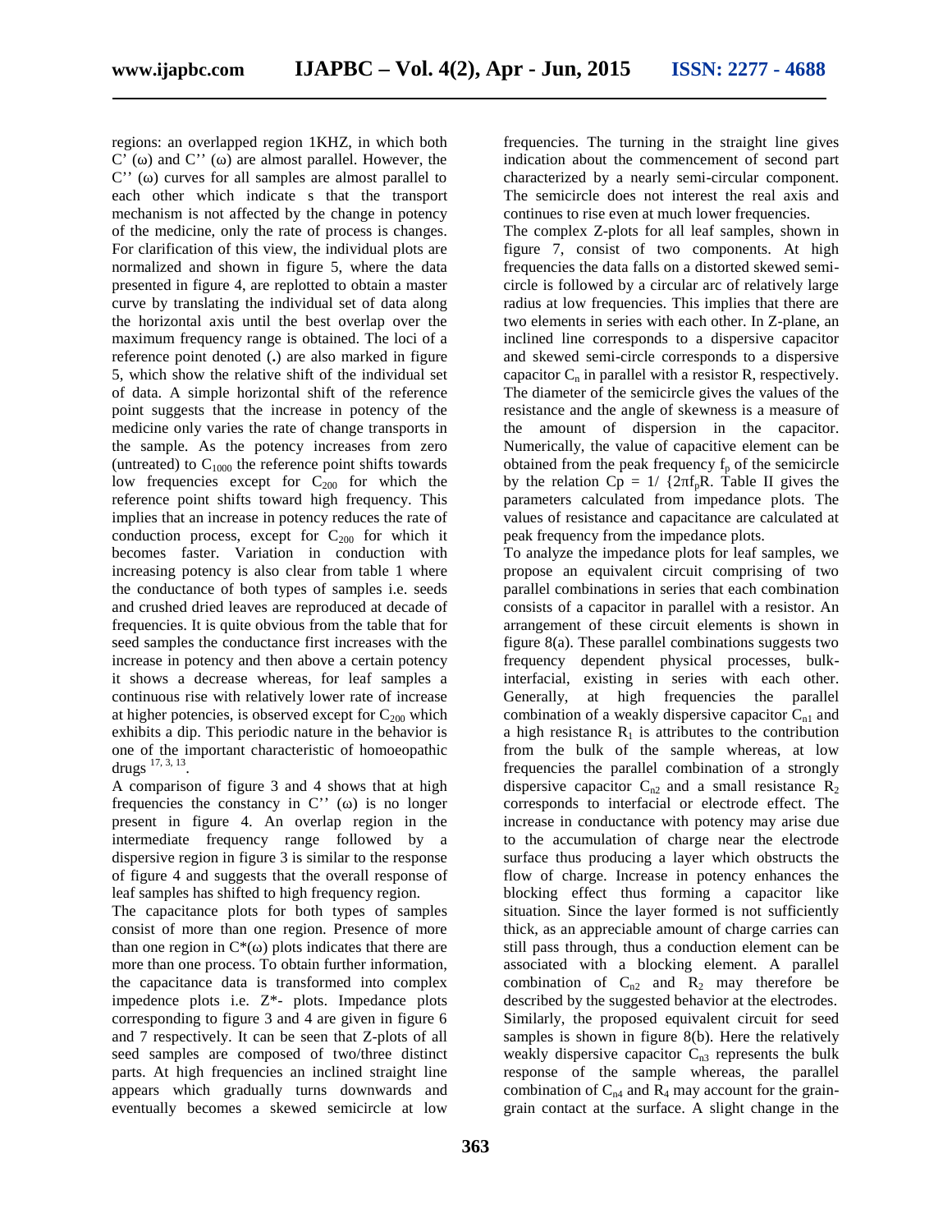regions: an overlapped region 1KHZ, in which both C' (ω) and C'' (ω) are almost parallel. However, the C'' (ω) curves for all samples are almost parallel to each other which indicate s that the transport mechanism is not affected by the change in potency of the medicine, only the rate of process is changes. For clarification of this view, the individual plots are normalized and shown in figure 5, where the data presented in figure 4, are replotted to obtain a master curve by translating the individual set of data along the horizontal axis until the best overlap over the maximum frequency range is obtained. The loci of a reference point denoted (.) are also marked in figure 5, which show the relative shift of the individual set of data. A simple horizontal shift of the reference point suggests that the increase in potency of the medicine only varies the rate of change transports in the sample. As the potency increases from zero (untreated) to $C_{1000}$ the reference point shifts towards low frequencies except for $C_{200}$ for which the reference point shifts toward high frequency. This implies that an increase in potency reduces the rate of conduction process, except for $C_{200}$ for which it becomes faster. Variation in conduction with increasing potency is also clear from table 1 where the conductance of both types of samples i.e. seeds and crushed dried leaves are reproduced at decade of frequencies. It is quite obvious from the table that for seed samples the conductance first increases with the increase in potency and then above a certain potency it shows a decrease whereas, for leaf samples a continuous rise with relatively lower rate of increase at higher potencies, is observed except for $C_{200}$ which exhibits a dip. This periodic nature in the behavior is one of the important characteristic of homoeopathic drugs [17, 3, 13].

A comparison of figure 3 and 4 shows that at high frequencies the constancy in C'' (ω) is no longer present in figure 4. An overlap region in the intermediate frequency range followed by a dispersive region in figure 3 is similar to the response of figure 4 and suggests that the overall response of leaf samples has shifted to high frequency region.

The capacitance plots for both types of samples consist of more than one region. Presence of more than one region in C*(ω) plots indicates that there are more than one process. To obtain further information, the capacitance data is transformed into complex impedence plots i.e. Z*- plots. Impedance plots corresponding to figure 3 and 4 are given in figure 6 and 7 respectively. It can be seen that Z-plots of all seed samples are composed of two/three distinct parts. At high frequencies an inclined straight line appears which gradually turns downwards and eventually becomes a skewed semicircle at low frequencies. The turning in the straight line gives indication about the commencement of second part characterized by a nearly semi-circular component. The semicircle does not interest the real axis and continues to rise even at much lower frequencies.

The complex Z-plots for all leaf samples, shown in figure 7, consist of two components. At high frequencies the data falls on a distorted skewed semi-circle is followed by a circular arc of relatively large radius at low frequencies. This implies that there are two elements in series with each other. In Z-plane, an inclined line corresponds to a dispersive capacitor and skewed semi-circle corresponds to a dispersive capacitor $C_n$ in parallel with a resistor R, respectively. The diameter of the semicircle gives the values of the resistance and the angle of skewness is a measure of the amount of dispersion in the capacitor. Numerically, the value of capacitive element can be obtained from the peak frequency $f_p$ of the semicircle by the relation $Cp = 1/ \{2\pi f_p R$. Table II gives the parameters calculated from impedance plots. The values of resistance and capacitance are calculated at peak frequency from the impedance plots.

To analyze the impedance plots for leaf samples, we propose an equivalent circuit comprising of two parallel combinations in series that each combination consists of a capacitor in parallel with a resistor. An arrangement of these circuit elements is shown in figure 8(a). These parallel combinations suggests two frequency dependent physical processes, bulk-interfacial, existing in series with each other. Generally, at high frequencies the parallel combination of a weakly dispersive capacitor $C_{n1}$ and a high resistance $R_1$ is attributes to the contribution from the bulk of the sample whereas, at low frequencies the parallel combination of a strongly dispersive capacitor $C_{n2}$ and a small resistance $R_2$ corresponds to interfacial or electrode effect. The increase in conductance with potency may arise due to the accumulation of charge near the electrode surface thus producing a layer which obstructs the flow of charge. Increase in potency enhances the blocking effect thus forming a capacitor like situation. Since the layer formed is not sufficiently thick, as an appreciable amount of charge carries can still pass through, thus a conduction element can be associated with a blocking element. A parallel combination of $C_{n2}$ and $R_2$ may therefore be described by the suggested behavior at the electrodes. Similarly, the proposed equivalent circuit for seed samples is shown in figure 8(b). Here the relatively weakly dispersive capacitor $C_{n3}$ represents the bulk response of the sample whereas, the parallel combination of $C_{n4}$ and $R_4$ may account for the grain-grain contact at the surface. A slight change in the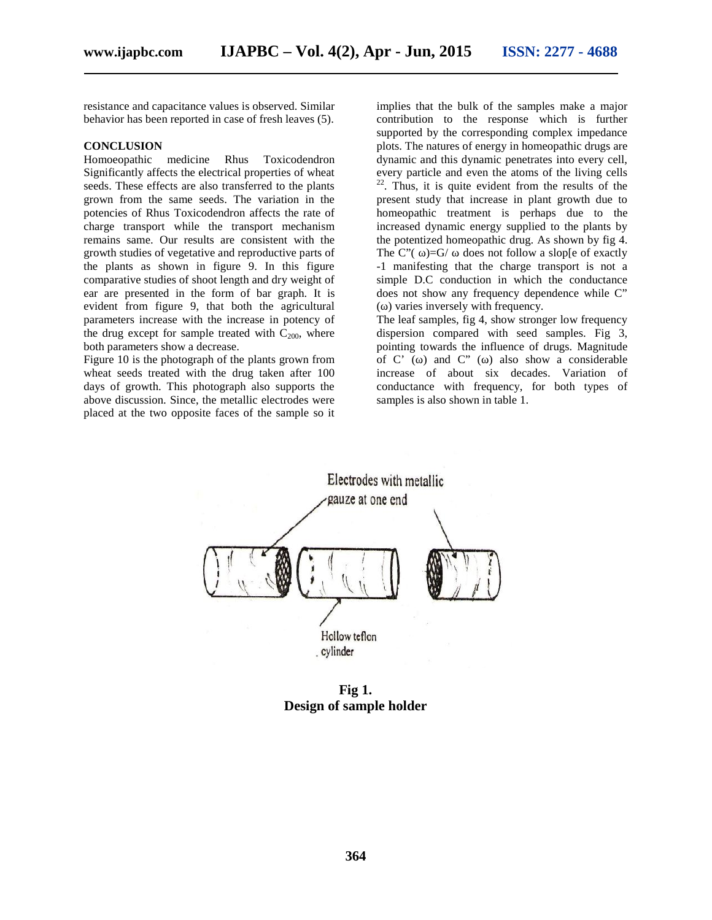resistance and capacitance values is observed. Similar behavior has been reported in case of fresh leaves (5).

## CONCLUSION

Homoeopathic medicine Rhus Toxicodendron Significantly affects the electrical properties of wheat seeds. These effects are also transferred to the plants grown from the same seeds. The variation in the potencies of Rhus Toxicodendron affects the rate of charge transport while the transport mechanism remains same. Our results are consistent with the growth studies of vegetative and reproductive parts of the plants as shown in figure 9. In this figure comparative studies of shoot length and dry weight of ear are presented in the form of bar graph. It is evident from figure 9, that both the agricultural parameters increase with the increase in potency of the drug except for sample treated with $C_{200}$, where both parameters show a decrease.

Figure 10 is the photograph of the plants grown from wheat seeds treated with the drug taken after 100 days of growth. This photograph also supports the above discussion. Since, the metallic electrodes were placed at the two opposite faces of the sample so it implies that the bulk of the samples make a major contribution to the response which is further supported by the corresponding complex impedance plots. The natures of energy in homeopathic drugs are dynamic and this dynamic penetrates into every cell, every particle and even the atoms of the living cells [22]. Thus, it is quite evident from the results of the present study that increase in plant growth due to homeopathic treatment is perhaps due to the increased dynamic energy supplied to the plants by the potentized homeopathic drug. As shown by fig 4. The C"( ω)=G/ ω does not follow a slop[e of exactly -1 manifesting that the charge transport is not a simple D.C conduction in which the conductance does not show any frequency dependence while C" (ω) varies inversely with frequency.

The leaf samples, fig 4, show stronger low frequency dispersion compared with seed samples. Fig 3, pointing towards the influence of drugs. Magnitude of C' (ω) and C" (ω) also show a considerable increase of about six decades. Variation of conductance with frequency, for both types of samples is also shown in table 1.

Electrodes with metallic gauze at one end

Hollow teflon cylinder

**Fig 1.**
**Design of sample holder**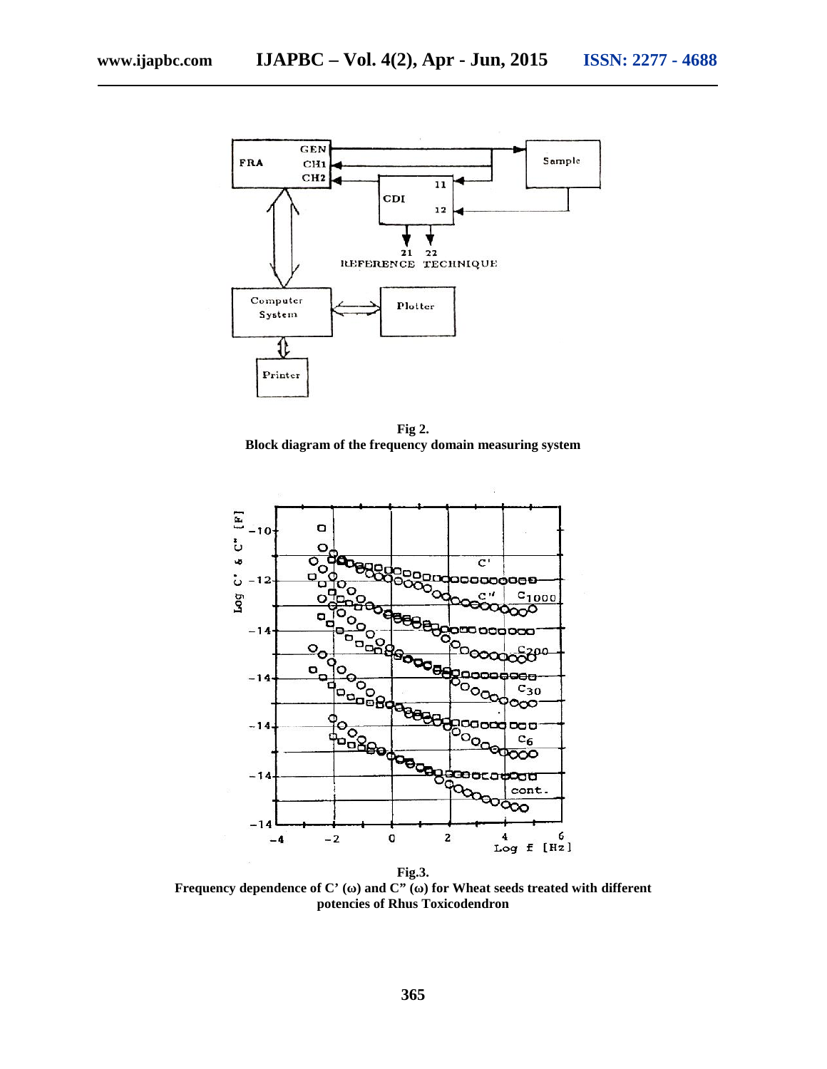**Fig 2.**
**Block diagram of the frequency domain measuring system**

**Fig.3.**
**Frequency dependence of C' (ω) and C" (ω) for Wheat seeds treated with different potencies of Rhus Toxicodendron**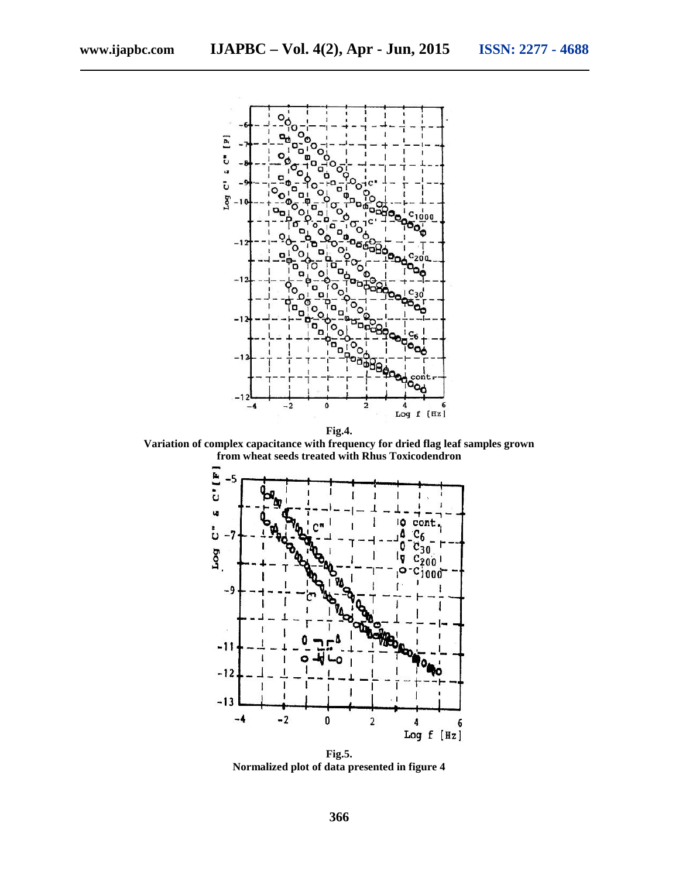**Fig.4.**
**Variation of complex capacitance with frequency for dried flag leaf samples grown from wheat seeds treated with Rhus Toxicodendron**

**Fig.5.**
**Normalized plot of data presented in figure 4**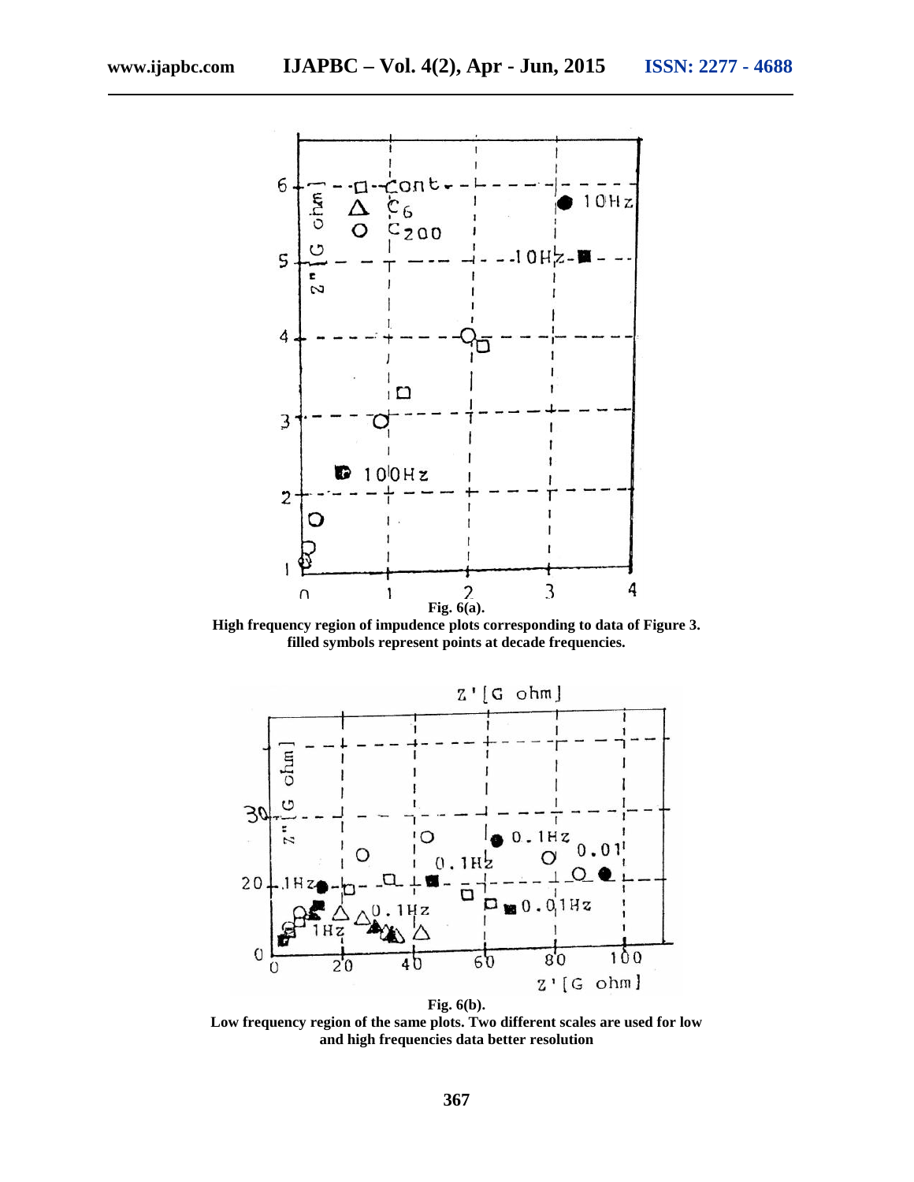**Fig. 6(a).**

**High frequency region of impudence plots corresponding to data of Figure 3. filled symbols represent points at decade frequencies.**

**Fig. 6(b).**

**Low frequency region of the same plots. Two different scales are used for low and high frequencies data better resolution**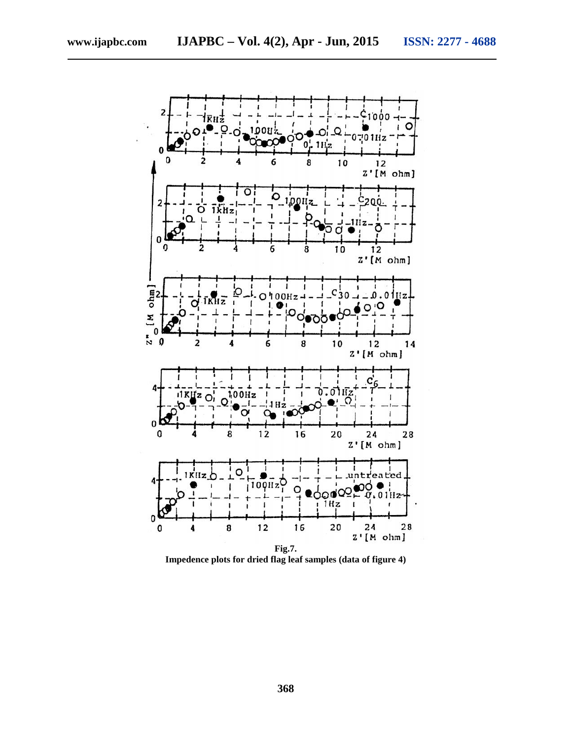**Fig.7.**
**Impedence plots for dried flag leaf samples (data of figure 4)**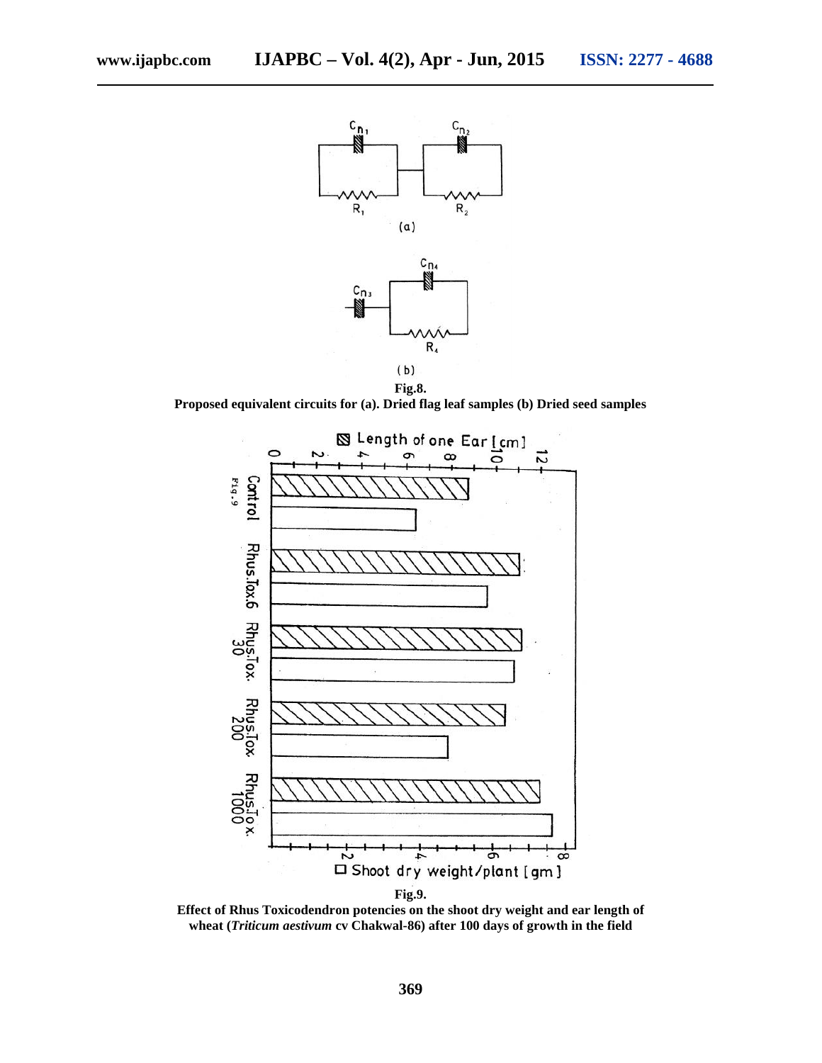**Fig.8.**
**Proposed equivalent circuits for (a). Dried flag leaf samples (b) Dried seed samples**

**Fig.9.**
**Effect of Rhus Toxicodendron potencies on the shoot dry weight and ear length of wheat (*Triticum aestivum* cv Chakwal-86) after 100 days of growth in the field**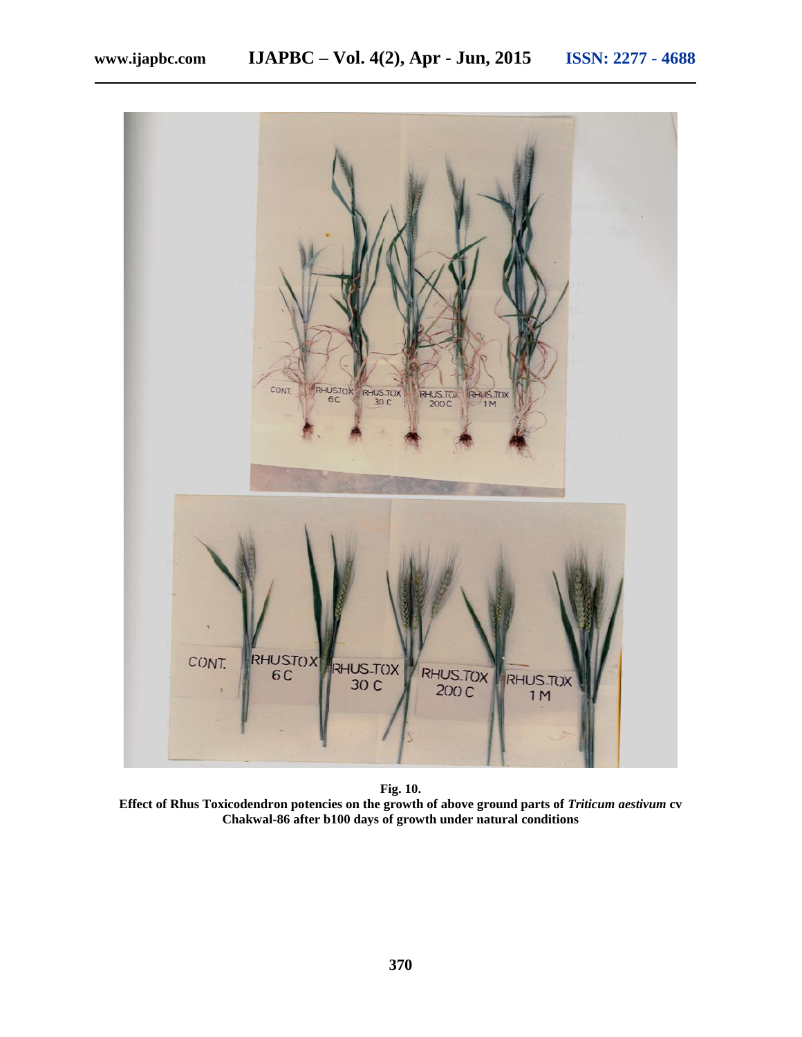**Fig. 10.**
**Effect of Rhus Toxicodendron potencies on the growth of above ground parts of *Triticum aestivum* cv Chakwal-86 after b100 days of growth under natural conditions**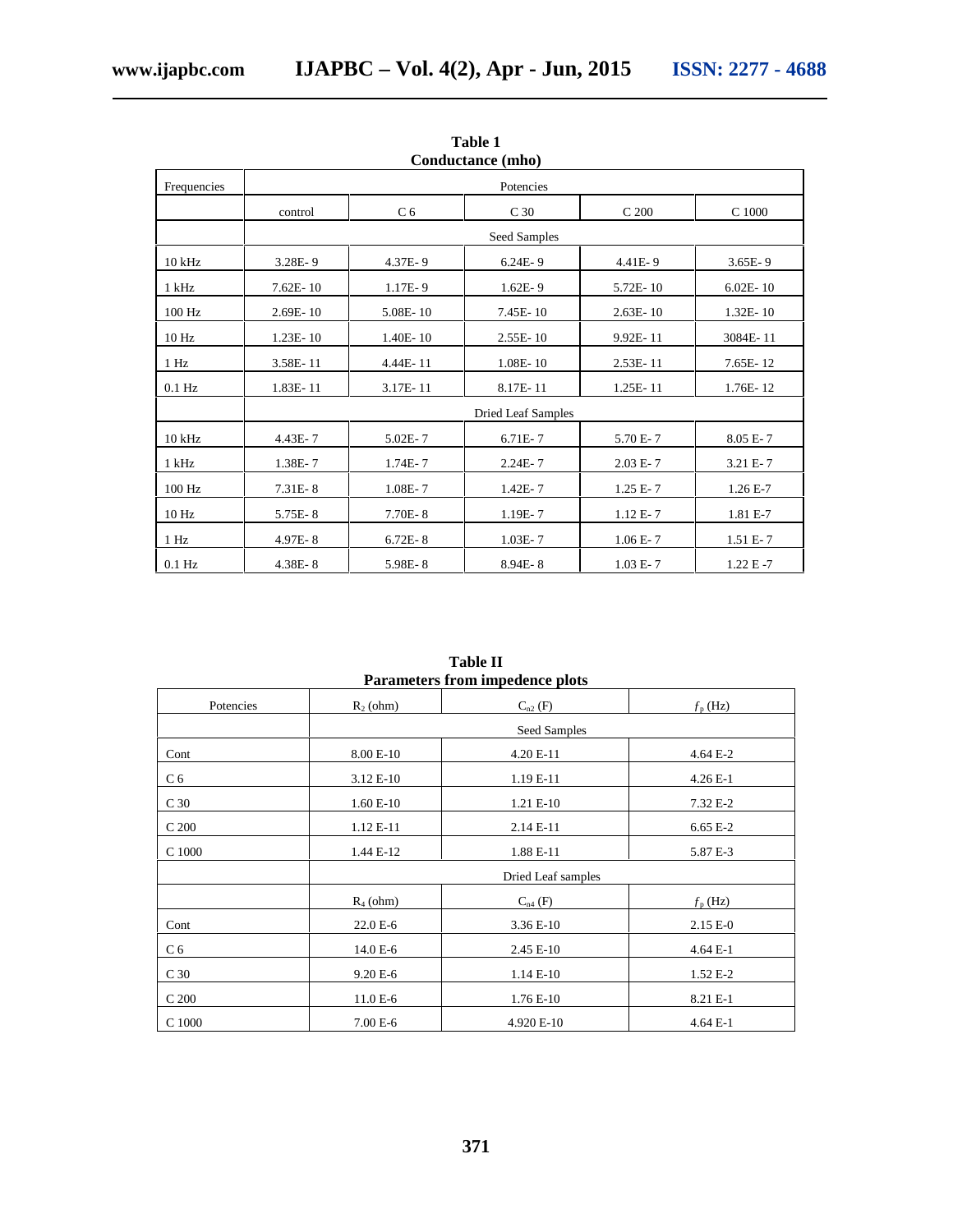**Table 1**
**Conductance (mho)**

| Frequencies | Potencies | | | | |
|---|---|---|---|---|---|
| | control | C 6 | C 30 | C 200 | C 1000 |
| | Seed Samples | | | | |
| 10 kHz | 3.28E- 9 | 4.37E- 9 | 6.24E- 9 | 4.41E- 9 | 3.65E- 9 |
| 1 kHz | 7.62E- 10 | 1.17E- 9 | 1.62E- 9 | 5.72E- 10 | 6.02E- 10 |
| 100 Hz | 2.69E- 10 | 5.08E- 10 | 7.45E- 10 | 2.63E- 10 | 1.32E- 10 |
| 10 Hz | 1.23E- 10 | 1.40E- 10 | 2.55E- 10 | 9.92E- 11 | 3084E- 11 |
| 1 Hz | 3.58E- 11 | 4.44E- 11 | 1.08E- 10 | 2.53E- 11 | 7.65E- 12 |
| 0.1 Hz | 1.83E- 11 | 3.17E- 11 | 8.17E- 11 | 1.25E- 11 | 1.76E- 12 |
| | Dried Leaf Samples | | | | |
| 10 kHz | 4.43E- 7 | 5.02E- 7 | 6.71E- 7 | 5.70 E- 7 | 8.05 E- 7 |
| 1 kHz | 1.38E- 7 | 1.74E- 7 | 2.24E- 7 | 2.03 E- 7 | 3.21 E- 7 |
| 100 Hz | 7.31E- 8 | 1.08E- 7 | 1.42E- 7 | 1.25 E- 7 | 1.26 E-7 |
| 10 Hz | 5.75E- 8 | 7.70E- 8 | 1.19E- 7 | 1.12 E- 7 | 1.81 E-7 |
| 1 Hz | 4.97E- 8 | 6.72E- 8 | 1.03E- 7 | 1.06 E- 7 | 1.51 E- 7 |
| 0.1 Hz | 4.38E- 8 | 5.98E- 8 | 8.94E- 8 | 1.03 E- 7 | 1.22 E -7 |

**Table II**
**Parameters from impedence plots**

| Potencies | $R_2$ (ohm) | $C_{o2}$ (F) | $f_p$ (Hz) |
|---|---|---|---|
| | Seed Samples | | |
| Cont | 8.00 E-10 | 4.20 E-11 | 4.64 E-2 |
| C 6 | 3.12 E-10 | 1.19 E-11 | 4.26 E-1 |
| C 30 | 1.60 E-10 | 1.21 E-10 | 7.32 E-2 |
| C 200 | 1.12 E-11 | 2.14 E-11 | 6.65 E-2 |
| C 1000 | 1.44 E-12 | 1.88 E-11 | 5.87 E-3 |
| | Dried Leaf samples | | |
| | $R_4$ (ohm) | $C_{o4}$ (F) | $f_p$ (Hz) |
| Cont | 22.0 E-6 | 3.36 E-10 | 2.15 E-0 |
| C 6 | 14.0 E-6 | 2.45 E-10 | 4.64 E-1 |
| C 30 | 9.20 E-6 | 1.14 E-10 | 1.52 E-2 |
| C 200 | 11.0 E-6 | 1.76 E-10 | 8.21 E-1 |
| C 1000 | 7.00 E-6 | 4.920 E-10 | 4.64 E-1 |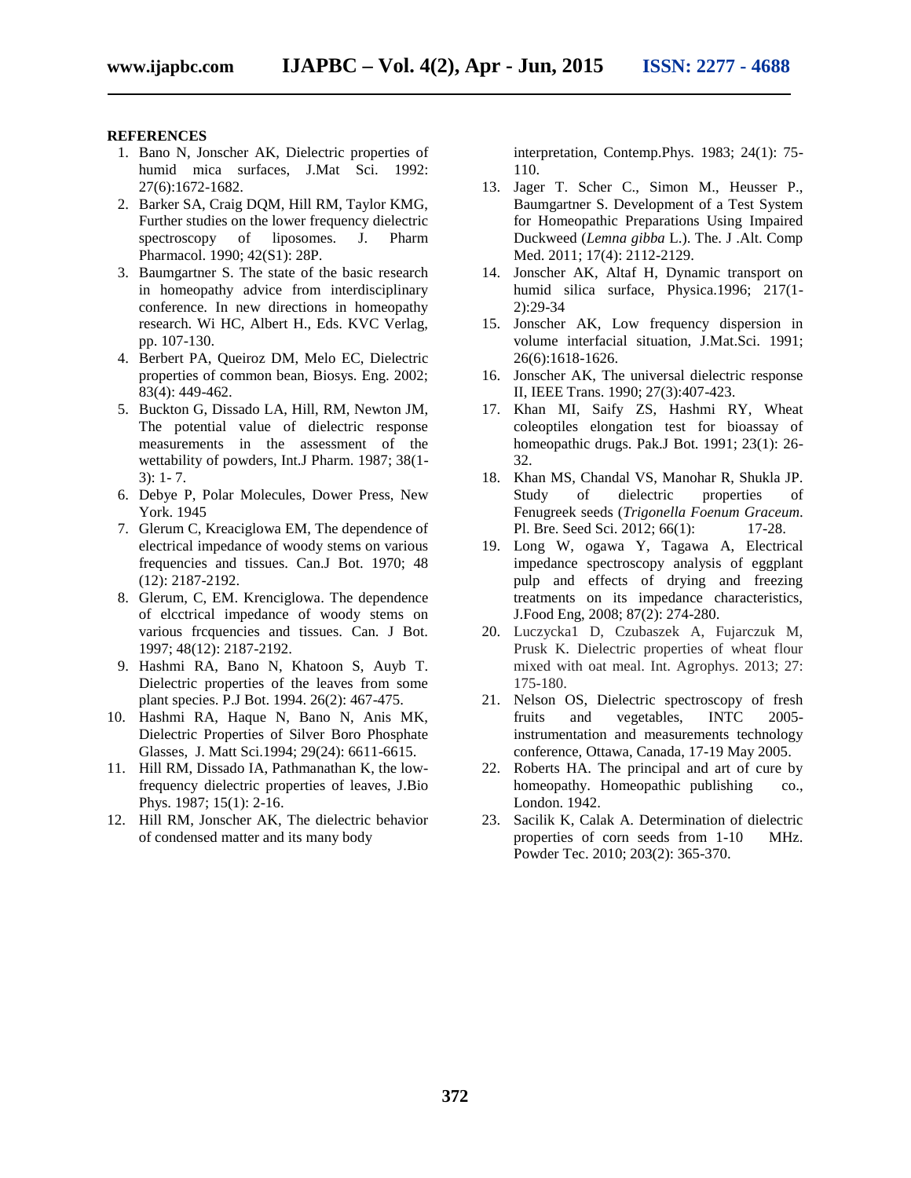**REFERENCES**

1. Bano N, Jonscher AK, Dielectric properties of humid mica surfaces, J.Mat Sci. 1992: 27(6):1672-1682.
2. Barker SA, Craig DQM, Hill RM, Taylor KMG, Further studies on the lower frequency dielectric spectroscopy of liposomes. J. Pharm Pharmacol. 1990; 42(S1): 28P.
3. Baumgartner S. The state of the basic research in homeopathy advice from interdisciplinary conference. In new directions in homeopathy research. Wi HC, Albert H., Eds. KVC Verlag, pp. 107-130.
4. Berbert PA, Queiroz DM, Melo EC, Dielectric properties of common bean, Biosys. Eng. 2002; 83(4): 449-462.
5. Buckton G, Dissado LA, Hill, RM, Newton JM, The potential value of dielectric response measurements in the assessment of the wettability of powders, Int.J Pharm. 1987; 38(1-3): 1- 7.
6. Debye P, Polar Molecules, Dower Press, New York. 1945
7. Glerum C, Kreaciglowa EM, The dependence of electrical impedance of woody stems on various frequencies and tissues. Can.J Bot. 1970; 48 (12): 2187-2192.
8. Glerum, C, EM. Krenciglowa. The dependence of elcctrical impedance of woody stems on various frcquencies and tissues. Can. J Bot. 1997; 48(12): 2187-2192.
9. Hashmi RA, Bano N, Khatoon S, Auyb T. Dielectric properties of the leaves from some plant species. P.J Bot. 1994. 26(2): 467-475.
10. Hashmi RA, Haque N, Bano N, Anis MK, Dielectric Properties of Silver Boro Phosphate Glasses, J. Matt Sci.1994; 29(24): 6611-6615.
11. Hill RM, Dissado IA, Pathmanathan K, the low-frequency dielectric properties of leaves, J.Bio Phys. 1987; 15(1): 2-16.
12. Hill RM, Jonscher AK, The dielectric behavior of condensed matter and its many body interpretation, Contemp.Phys. 1983; 24(1): 75-110.
13. Jager T. Scher C., Simon M., Heusser P., Baumgartner S. Development of a Test System for Homeopathic Preparations Using Impaired Duckweed (*Lemna gibba* L.). The. J .Alt. Comp Med. 2011; 17(4): 2112-2129.
14. Jonscher AK, Altaf H, Dynamic transport on humid silica surface, Physica.1996; 217(1-2):29-34
15. Jonscher AK, Low frequency dispersion in volume interfacial situation, J.Mat.Sci. 1991; 26(6):1618-1626.
16. Jonscher AK, The universal dielectric response II, IEEE Trans. 1990; 27(3):407-423.
17. Khan MI, Saify ZS, Hashmi RY, Wheat coleoptiles elongation test for bioassay of homeopathic drugs. Pak.J Bot. 1991; 23(1): 26-32.
18. Khan MS, Chandal VS, Manohar R, Shukla JP. Study of dielectric properties of Fenugreek seeds (*Trigonella Foenum Graceum*. Pl. Bre. Seed Sci. 2012; 66(1): 17-28.
19. Long W, ogawa Y, Tagawa A, Electrical impedance spectroscopy analysis of eggplant pulp and effects of drying and freezing treatments on its impedance characteristics, J.Food Eng, 2008; 87(2): 274-280.
20. Luczycka1 D, Czubaszek A, Fujarczuk M, Prusk K. Dielectric properties of wheat flour mixed with oat meal. Int. Agrophys. 2013; 27: 175-180.
21. Nelson OS, Dielectric spectroscopy of fresh fruits and vegetables, INTC 2005-instrumentation and measurements technology conference, Ottawa, Canada, 17-19 May 2005.
22. Roberts HA. The principal and art of cure by homeopathy. Homeopathic publishing co., London. 1942.
23. Sacilik K, Calak A. Determination of dielectric properties of corn seeds from 1-10 MHz. Powder Tec. 2010; 203(2): 365-370.